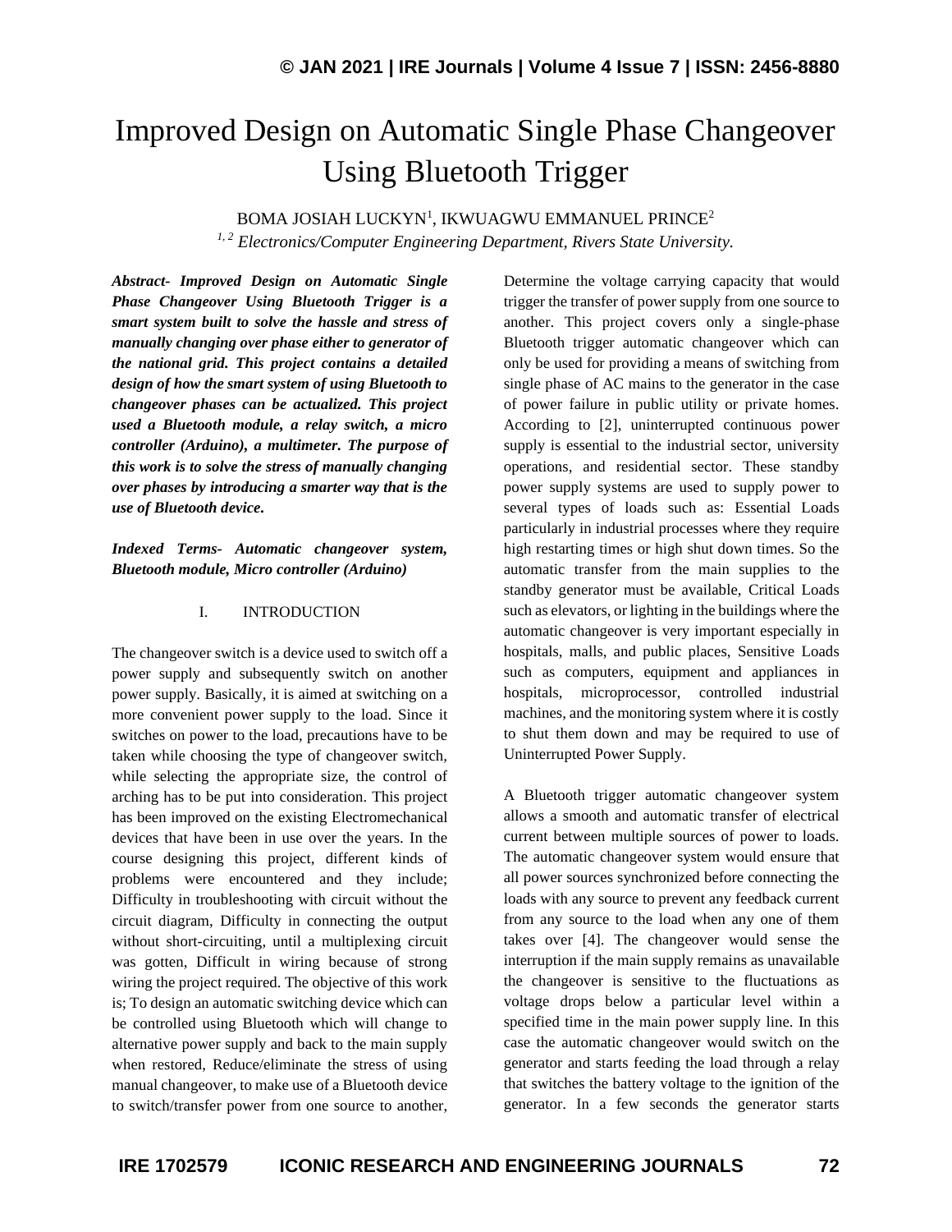# Improved Design on Automatic Single Phase Changeover Using Bluetooth Trigger

BOMA JOSIAH LUCKYN[1], IKWUAGWU EMMANUEL PRINCE[2]

[1, 2] *Electronics/Computer Engineering Department, Rivers State University.*

***Abstract-*** ***Improved Design on Automatic Single Phase Changeover Using Bluetooth Trigger is a smart system built to solve the hassle and stress of manually changing over phase either to generator of the national grid. This project contains a detailed design of how the smart system of using Bluetooth to changeover phases can be actualized. This project used a Bluetooth module, a relay switch, a micro controller (Arduino), a multimeter. The purpose of this work is to solve the stress of manually changing over phases by introducing a smarter way that is the use of Bluetooth device.***

***Indexed Terms-*** ***Automatic changeover system, Bluetooth module, Micro controller (Arduino)***

## I. INTRODUCTION

The changeover switch is a device used to switch off a power supply and subsequently switch on another power supply. Basically, it is aimed at switching on a more convenient power supply to the load. Since it switches on power to the load, precautions have to be taken while choosing the type of changeover switch, while selecting the appropriate size, the control of arching has to be put into consideration. This project has been improved on the existing Electromechanical devices that have been in use over the years. In the course designing this project, different kinds of problems were encountered and they include; Difficulty in troubleshooting with circuit without the circuit diagram, Difficulty in connecting the output without short-circuiting, until a multiplexing circuit was gotten, Difficult in wiring because of strong wiring the project required. The objective of this work is; To design an automatic switching device which can be controlled using Bluetooth which will change to alternative power supply and back to the main supply when restored, Reduce/eliminate the stress of using manual changeover, to make use of a Bluetooth device to switch/transfer power from one source to another, Determine the voltage carrying capacity that would trigger the transfer of power supply from one source to another. This project covers only a single-phase Bluetooth trigger automatic changeover which can only be used for providing a means of switching from single phase of AC mains to the generator in the case of power failure in public utility or private homes. According to [2], uninterrupted continuous power supply is essential to the industrial sector, university operations, and residential sector. These standby power supply systems are used to supply power to several types of loads such as: Essential Loads particularly in industrial processes where they require high restarting times or high shut down times. So the automatic transfer from the main supplies to the standby generator must be available, Critical Loads such as elevators, or lighting in the buildings where the automatic changeover is very important especially in hospitals, malls, and public places, Sensitive Loads such as computers, equipment and appliances in hospitals, microprocessor, controlled industrial machines, and the monitoring system where it is costly to shut them down and may be required to use of Uninterrupted Power Supply.

A Bluetooth trigger automatic changeover system allows a smooth and automatic transfer of electrical current between multiple sources of power to loads. The automatic changeover system would ensure that all power sources synchronized before connecting the loads with any source to prevent any feedback current from any source to the load when any one of them takes over [4]. The changeover would sense the interruption if the main supply remains as unavailable the changeover is sensitive to the fluctuations as voltage drops below a particular level within a specified time in the main power supply line. In this case the automatic changeover would switch on the generator and starts feeding the load through a relay that switches the battery voltage to the ignition of the generator. In a few seconds the generator starts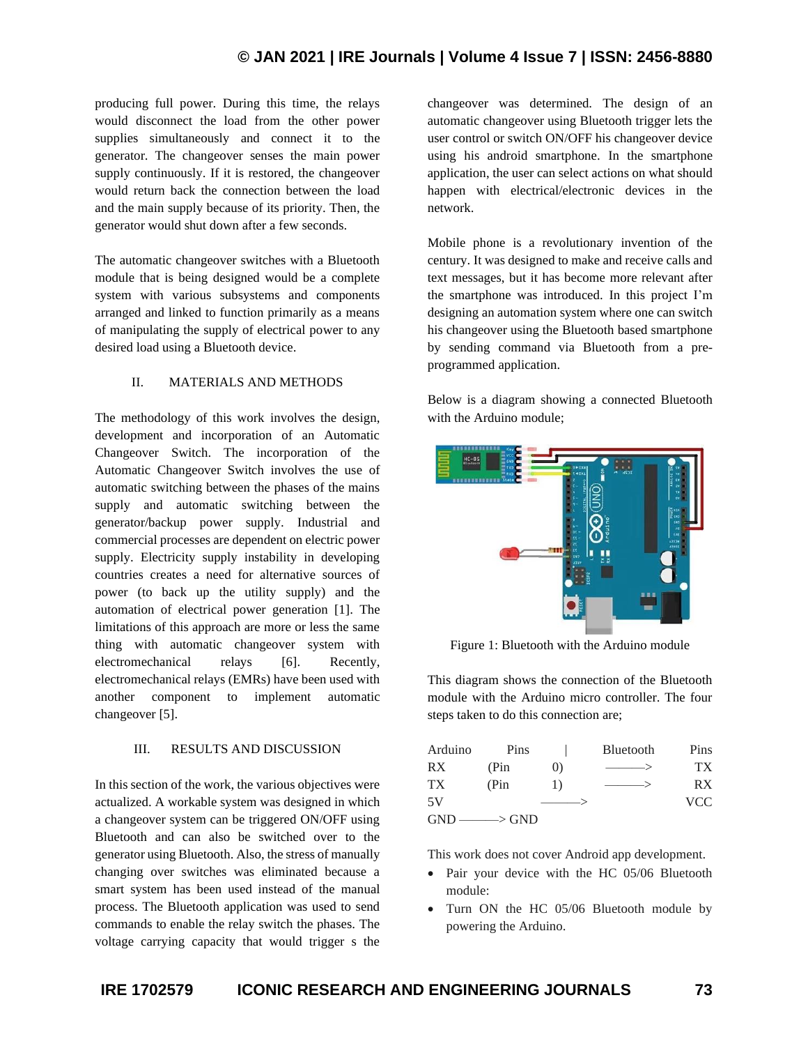producing full power. During this time, the relays would disconnect the load from the other power supplies simultaneously and connect it to the generator. The changeover senses the main power supply continuously. If it is restored, the changeover would return back the connection between the load and the main supply because of its priority. Then, the generator would shut down after a few seconds.

The automatic changeover switches with a Bluetooth module that is being designed would be a complete system with various subsystems and components arranged and linked to function primarily as a means of manipulating the supply of electrical power to any desired load using a Bluetooth device.

## II. MATERIALS AND METHODS

The methodology of this work involves the design, development and incorporation of an Automatic Changeover Switch. The incorporation of the Automatic Changeover Switch involves the use of automatic switching between the phases of the mains supply and automatic switching between the generator/backup power supply. Industrial and commercial processes are dependent on electric power supply. Electricity supply instability in developing countries creates a need for alternative sources of power (to back up the utility supply) and the automation of electrical power generation [1]. The limitations of this approach are more or less the same thing with automatic changeover system with electromechanical relays [6]. Recently, electromechanical relays (EMRs) have been used with another component to implement automatic changeover [5].

## III. RESULTS AND DISCUSSION

In this section of the work, the various objectives were actualized. A workable system was designed in which a changeover system can be triggered ON/OFF using Bluetooth and can also be switched over to the generator using Bluetooth. Also, the stress of manually changing over switches was eliminated because a smart system has been used instead of the manual process. The Bluetooth application was used to send commands to enable the relay switch the phases. The voltage carrying capacity that would trigger s the changeover was determined. The design of an automatic changeover using Bluetooth trigger lets the user control or switch ON/OFF his changeover device using his android smartphone. In the smartphone application, the user can select actions on what should happen with electrical/electronic devices in the network.

Mobile phone is a revolutionary invention of the century. It was designed to make and receive calls and text messages, but it has become more relevant after the smartphone was introduced. In this project I'm designing an automation system where one can switch his changeover using the Bluetooth based smartphone by sending command via Bluetooth from a pre-programmed application.

Below is a diagram showing a connected Bluetooth with the Arduino module;

Figure 1: Bluetooth with the Arduino module

This diagram shows the connection of the Bluetooth module with the Arduino micro controller. The four steps taken to do this connection are;

| Arduino Pins | | Bluetooth Pins |
|---|---|---|
| RX (Pin 0) | ———> | TX |
| TX (Pin 1) | ———> | RX |
| 5V | ———> | VCC |
| GND | ———> | GND |

This work does not cover Android app development.

- Pair your device with the HC 05/06 Bluetooth module:
- Turn ON the HC 05/06 Bluetooth module by powering the Arduino.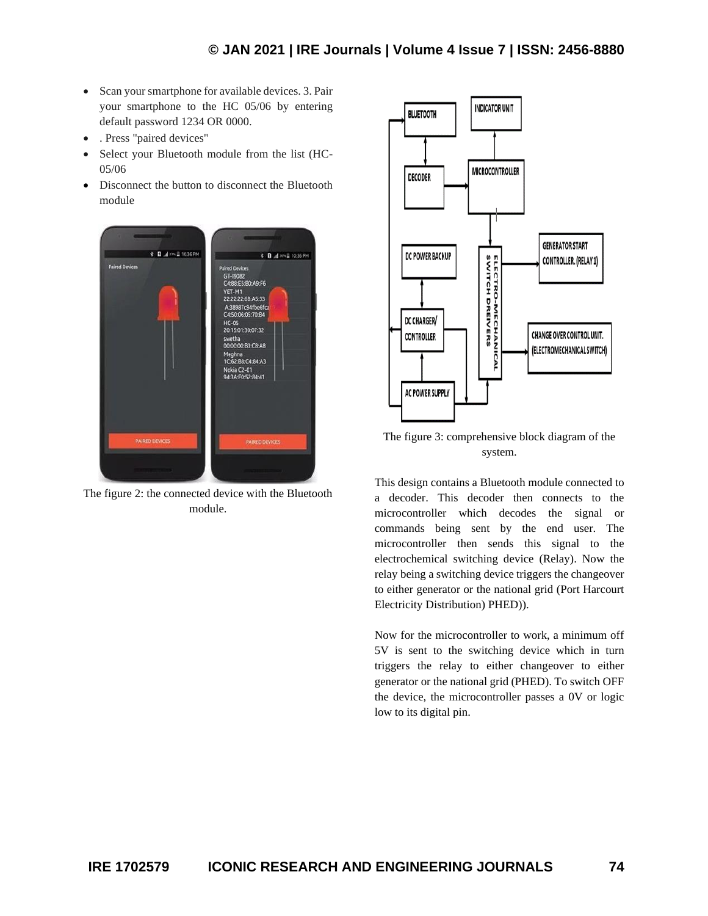- Scan your smartphone for available devices. 3. Pair your smartphone to the HC 05/06 by entering default password 1234 OR 0000.
- . Press "paired devices"
- Select your Bluetooth module from the list (HC-05/06
- Disconnect the button to disconnect the Bluetooth module

The figure 2: the connected device with the Bluetooth module.

The figure 3: comprehensive block diagram of the system.

This design contains a Bluetooth module connected to a decoder. This decoder then connects to the microcontroller which decodes the signal or commands being sent by the end user. The microcontroller then sends this signal to the electrochemical switching device (Relay). Now the relay being a switching device triggers the changeover to either generator or the national grid (Port Harcourt Electricity Distribution) PHED)).

Now for the microcontroller to work, a minimum off 5V is sent to the switching device which in turn triggers the relay to either changeover to either generator or the national grid (PHED). To switch OFF the device, the microcontroller passes a 0V or logic low to its digital pin.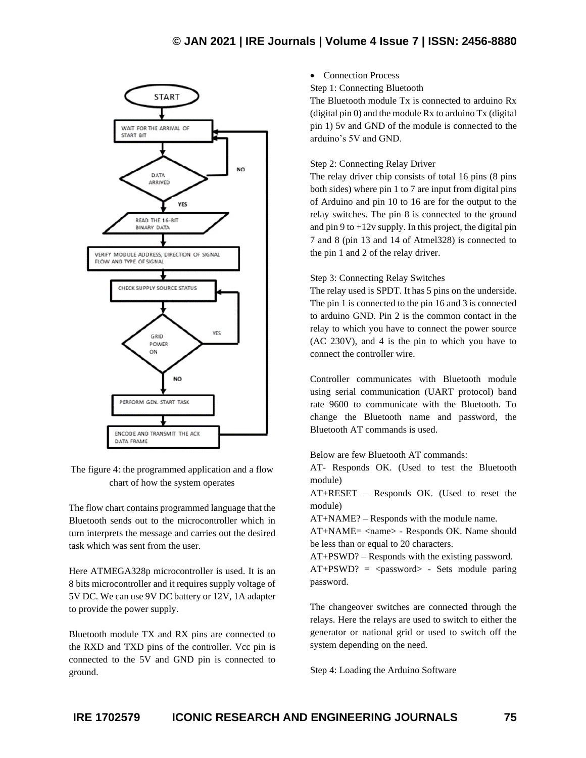The figure 4: the programmed application and a flow chart of how the system operates

The flow chart contains programmed language that the Bluetooth sends out to the microcontroller which in turn interprets the message and carries out the desired task which was sent from the user.

Here ATMEGA328p microcontroller is used. It is an 8 bits microcontroller and it requires supply voltage of 5V DC. We can use 9V DC battery or 12V, 1A adapter to provide the power supply.

Bluetooth module TX and RX pins are connected to the RXD and TXD pins of the controller. Vcc pin is connected to the 5V and GND pin is connected to ground.

- Connection Process

Step 1: Connecting Bluetooth

The Bluetooth module Tx is connected to arduino Rx (digital pin 0) and the module Rx to arduino Tx (digital pin 1) 5v and GND of the module is connected to the arduino's 5V and GND.

Step 2: Connecting Relay Driver

The relay driver chip consists of total 16 pins (8 pins both sides) where pin 1 to 7 are input from digital pins of Arduino and pin 10 to 16 are for the output to the relay switches. The pin 8 is connected to the ground and pin 9 to +12v supply. In this project, the digital pin 7 and 8 (pin 13 and 14 of Atmel328) is connected to the pin 1 and 2 of the relay driver.

Step 3: Connecting Relay Switches

The relay used is SPDT. It has 5 pins on the underside. The pin 1 is connected to the pin 16 and 3 is connected to arduino GND. Pin 2 is the common contact in the relay to which you have to connect the power source (AC 230V), and 4 is the pin to which you have to connect the controller wire.

Controller communicates with Bluetooth module using serial communication (UART protocol) band rate 9600 to communicate with the Bluetooth. To change the Bluetooth name and password, the Bluetooth AT commands is used.

Below are few Bluetooth AT commands:

AT- Responds OK. (Used to test the Bluetooth module)

AT+RESET – Responds OK. (Used to reset the module)

AT+NAME? – Responds with the module name.

AT+NAME= <name> - Responds OK. Name should be less than or equal to 20 characters.

AT+PSWD? – Responds with the existing password.

AT+PSWD? = <password> - Sets module paring password.

The changeover switches are connected through the relays. Here the relays are used to switch to either the generator or national grid or used to switch off the system depending on the need.

Step 4: Loading the Arduino Software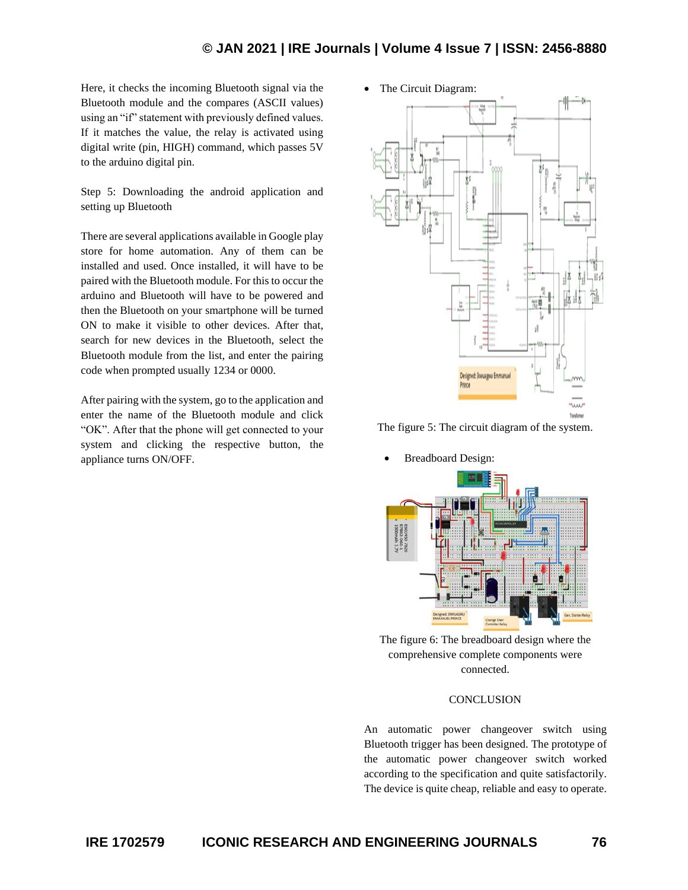Here, it checks the incoming Bluetooth signal via the Bluetooth module and the compares (ASCII values) using an "if" statement with previously defined values. If it matches the value, the relay is activated using digital write (pin, HIGH) command, which passes 5V to the arduino digital pin.

Step 5: Downloading the android application and setting up Bluetooth

There are several applications available in Google play store for home automation. Any of them can be installed and used. Once installed, it will have to be paired with the Bluetooth module. For this to occur the arduino and Bluetooth will have to be powered and then the Bluetooth on your smartphone will be turned ON to make it visible to other devices. After that, search for new devices in the Bluetooth, select the Bluetooth module from the list, and enter the pairing code when prompted usually 1234 or 0000.

After pairing with the system, go to the application and enter the name of the Bluetooth module and click "OK". After that the phone will get connected to your system and clicking the respective button, the appliance turns ON/OFF.

- The Circuit Diagram:

The figure 5: The circuit diagram of the system.

- Breadboard Design:

The figure 6: The breadboard design where the comprehensive complete components were connected.

## CONCLUSION

An automatic power changeover switch using Bluetooth trigger has been designed. The prototype of the automatic power changeover switch worked according to the specification and quite satisfactorily. The device is quite cheap, reliable and easy to operate.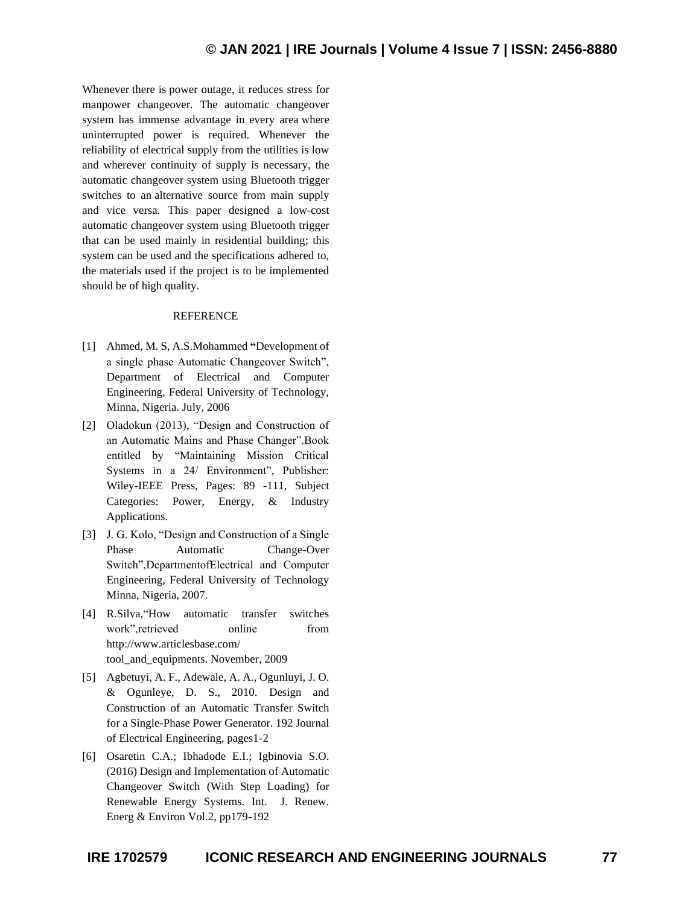Whenever there is power outage, it reduces stress for manpower changeover. The automatic changeover system has immense advantage in every area where uninterrupted power is required. Whenever the reliability of electrical supply from the utilities is low and wherever continuity of supply is necessary, the automatic changeover system using Bluetooth trigger switches to an alternative source from main supply and vice versa. This paper designed a low-cost automatic changeover system using Bluetooth trigger that can be used mainly in residential building; this system can be used and the specifications adhered to, the materials used if the project is to be implemented should be of high quality.

## REFERENCE

[1] Ahmed, M. S, A.S.Mohammed **"**Development of a single phase Automatic Changeover Switch", Department of Electrical and Computer Engineering, Federal University of Technology, Minna, Nigeria. July, 2006

[2] Oladokun (2013), "Design and Construction of an Automatic Mains and Phase Changer".Book entitled by "Maintaining Mission Critical Systems in a 24/ Environment", Publisher: Wiley-IEEE Press, Pages: 89 -111, Subject Categories: Power, Energy, & Industry Applications.

[3] J. G. Kolo, "Design and Construction of a Single Phase Automatic Change-Over Switch",DepartmentofElectrical and Computer Engineering, Federal University of Technology Minna, Nigeria, 2007.

[4] R.Silva,"How automatic transfer switches work",retrieved online from http://www.articlesbase.com/ tool_and_equipments. November, 2009

[5] Agbetuyi, A. F., Adewale, A. A., Ogunluyi, J. O. & Ogunleye, D. S., 2010. Design and Construction of an Automatic Transfer Switch for a Single-Phase Power Generator. 192 Journal of Electrical Engineering, pages1-2

[6] Osaretin C.A.; Ibhadode E.I.; Igbinovia S.O. (2016) Design and Implementation of Automatic Changeover Switch (With Step Loading) for Renewable Energy Systems. Int. J. Renew. Energ & Environ Vol.2, pp179-192